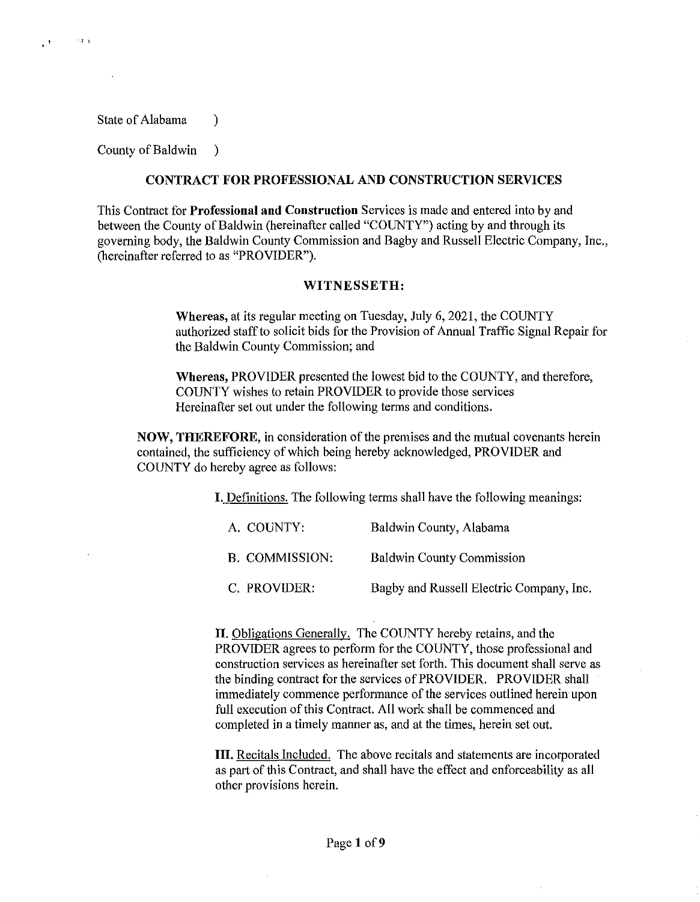State of Alabama )

County of Baldwin )

## CONTRACT FOR PROFESSIONAL AND CONSTRUCTION SERVICES

This Contract for **Professional and Construction** Services is made and entered into by and between the County of Baldwin (hereinafter called "COUNTY") acting by and through its governing body, the Baldwin County Commission and Bagby and Russell Electric Company, Inc., (hereinafter referred to as "PROVIDER").

### WITNESSETH:

**Whereas,** at its regular meeting on Tuesday, July 6, 2021, the COUNTY authorized staff to solicit bids for the Provision of Annual Traffic Signal Repair for the Baldwin County Commission; and

**Whereas,** PROVIDER presented the lowest bid to the COUNTY, and therefore, COUNTY wishes to retain PROVIDER to provide those services Hereinafter set out under the following terms and conditions.

**NOW, THEREFORE,** in consideration of the premises and the mutual covenants herein contained, the sufficiency of which being hereby acknowledged, PROVIDER and COUNTY do hereby agree as follows:

**I.** Definitions. The following terms shall have the following meanings:

| | |
|---|---|
| A. COUNTY: | Baldwin County, Alabama |
| B. COMMISSION: | Baldwin County Commission |
| C. PROVIDER: | Bagby and Russell Electric Company, Inc. |

**II.** Obligations Generally. The COUNTY hereby retains, and the PROVIDER agrees to perform for the COUNTY, those professional and construction services as hereinafter set forth. This document shall serve as the binding contract for the services of PROVIDER. PROVIDER shall immediately commence performance of the services outlined herein upon full execution of this Contract. All work shall be commenced and completed in a timely manner as, and at the times, herein set out.

**III.** Recitals Included. The above recitals and statements are incorporated as part of this Contract, and shall have the effect and enforceability as all other provisions herein.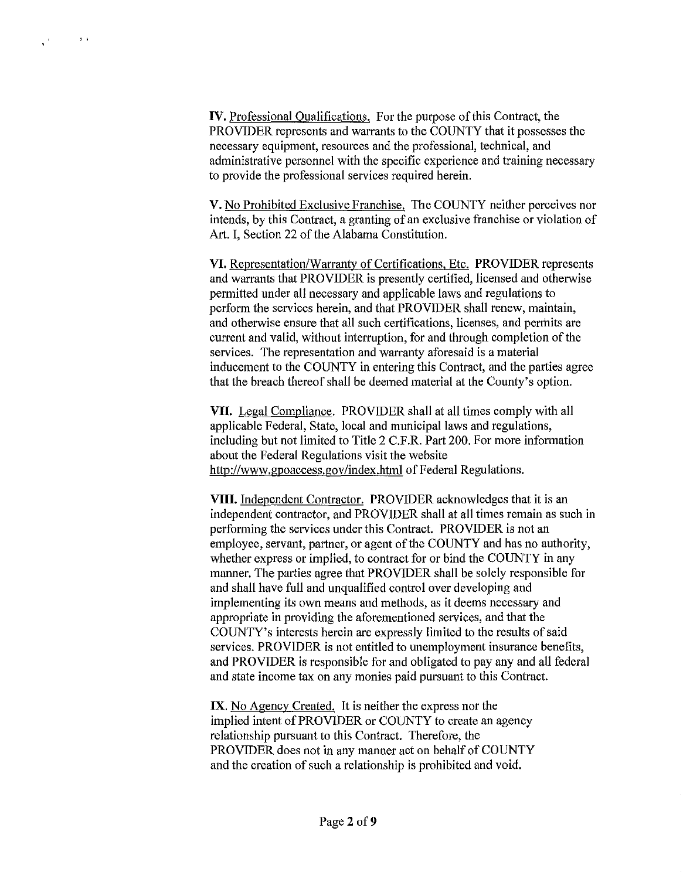**IV.** Professional Qualifications. For the purpose of this Contract, the PROVIDER represents and warrants to the COUNTY that it possesses the necessary equipment, resources and the professional, technical, and administrative personnel with the specific experience and training necessary to provide the professional services required herein.

**V.** No Prohibited Exclusive Franchise. The COUNTY neither perceives nor intends, by this Contract, a granting of an exclusive franchise or violation of Art. I, Section 22 of the Alabama Constitution.

**VI.** Representation/Warranty of Certifications, Etc. PROVIDER represents and warrants that PROVIDER is presently certified, licensed and otherwise permitted under all necessary and applicable laws and regulations to perform the services herein, and that PROVIDER shall renew, maintain, and otherwise ensure that all such certifications, licenses, and permits are current and valid, without interruption, for and through completion of the services. The representation and warranty aforesaid is a material inducement to the COUNTY in entering this Contract, and the parties agree that the breach thereof shall be deemed material at the County's option.

**VII.** Legal Compliance. PROVIDER shall at all times comply with all applicable Federal, State, local and municipal laws and regulations, including but not limited to Title 2 C.F.R. Part 200. For more information about the Federal Regulations visit the website http://www.gpoaccess.gov/index.html of Federal Regulations.

**VIII.** Independent Contractor. PROVIDER acknowledges that it is an independent contractor, and PROVIDER shall at all times remain as such in performing the services under this Contract. PROVIDER is not an employee, servant, partner, or agent of the COUNTY and has no authority, whether express or implied, to contract for or bind the COUNTY in any manner. The parties agree that PROVIDER shall be solely responsible for and shall have full and unqualified control over developing and implementing its own means and methods, as it deems necessary and appropriate in providing the aforementioned services, and that the COUNTY's interests herein are expressly limited to the results of said services. PROVIDER is not entitled to unemployment insurance benefits, and PROVIDER is responsible for and obligated to pay any and all federal and state income tax on any monies paid pursuant to this Contract.

**IX.** No Agency Created. It is neither the express nor the implied intent of PROVIDER or COUNTY to create an agency relationship pursuant to this Contract. Therefore, the PROVIDER does not in any manner act on behalf of COUNTY and the creation of such a relationship is prohibited and void.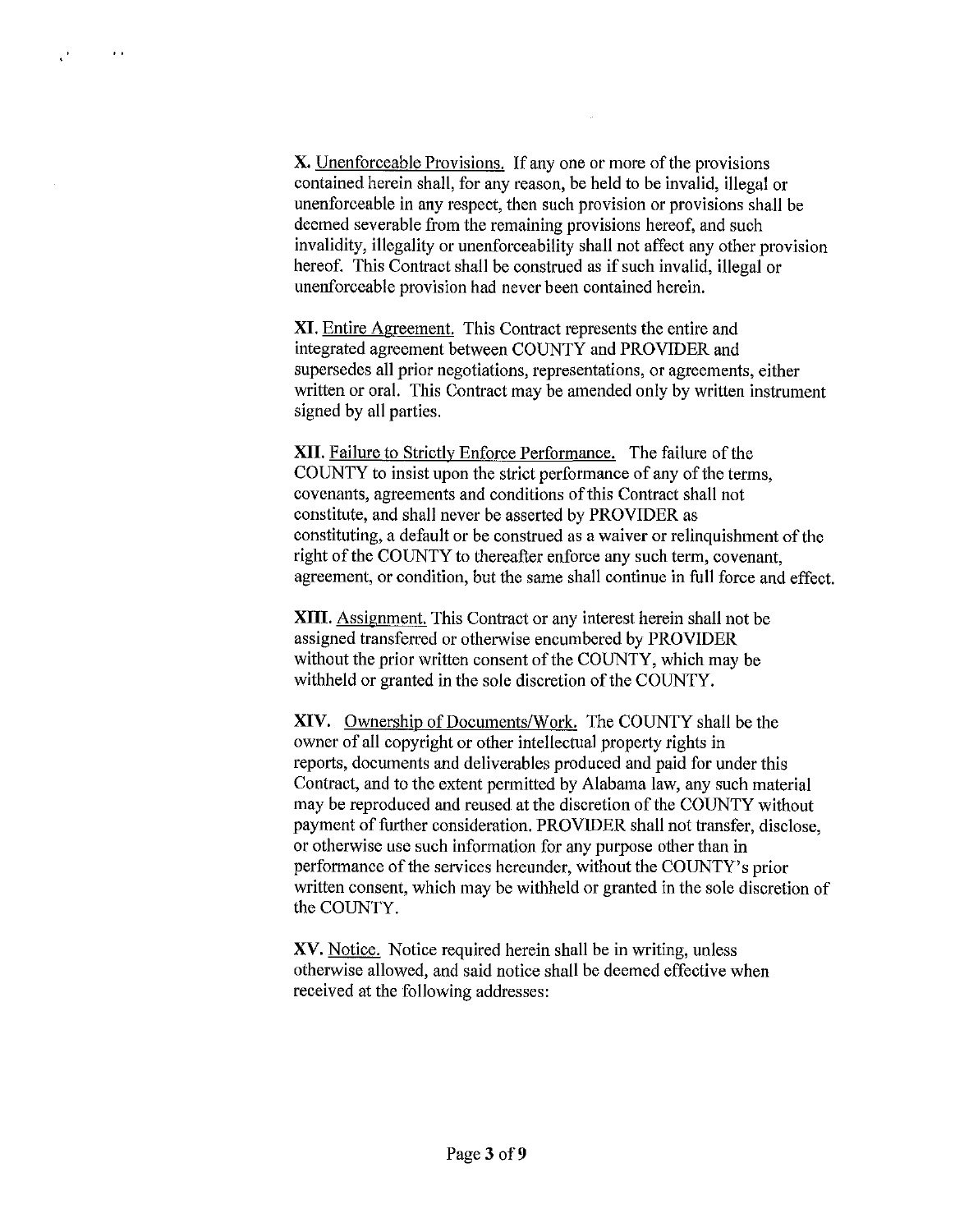**X.** Unenforceable Provisions. If any one or more of the provisions contained herein shall, for any reason, be held to be invalid, illegal or unenforceable in any respect, then such provision or provisions shall be deemed severable from the remaining provisions hereof, and such invalidity, illegality or unenforceability shall not affect any other provision hereof. This Contract shall be construed as if such invalid, illegal or unenforceable provision had never been contained herein.

**XI.** Entire Agreement. This Contract represents the entire and integrated agreement between COUNTY and PROVIDER and supersedes all prior negotiations, representations, or agreements, either written or oral. This Contract may be amended only by written instrument signed by all parties.

**XII.** Failure to Strictly Enforce Performance. The failure of the COUNTY to insist upon the strict performance of any of the terms, covenants, agreements and conditions of this Contract shall not constitute, and shall never be asserted by PROVIDER as constituting, a default or be construed as a waiver or relinquishment of the right of the COUNTY to thereafter enforce any such term, covenant, agreement, or condition, but the same shall continue in full force and effect.

**XIII.** Assignment. This Contract or any interest herein shall not be assigned transferred or otherwise encumbered by PROVIDER without the prior written consent of the COUNTY, which may be withheld or granted in the sole discretion of the COUNTY.

**XIV.** Ownership of Documents/Work. The COUNTY shall be the owner of all copyright or other intellectual property rights in reports, documents and deliverables produced and paid for under this Contract, and to the extent permitted by Alabama law, any such material may be reproduced and reused at the discretion of the COUNTY without payment of further consideration. PROVIDER shall not transfer, disclose, or otherwise use such information for any purpose other than in performance of the services hereunder, without the COUNTY's prior written consent, which may be withheld or granted in the sole discretion of the COUNTY.

**XV.** Notice. Notice required herein shall be in writing, unless otherwise allowed, and said notice shall be deemed effective when received at the following addresses: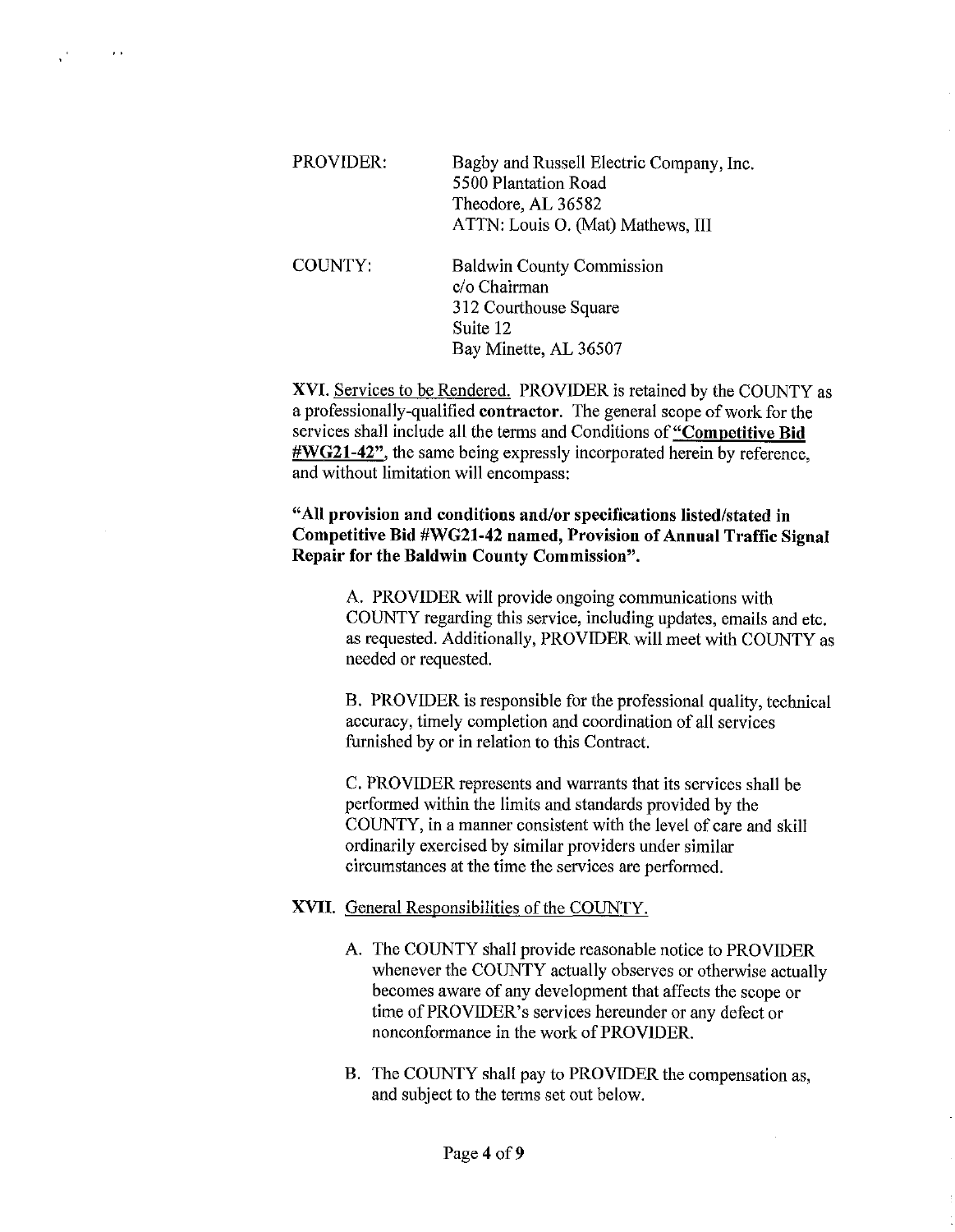PROVIDER: Bagby and Russell Electric Company, Inc.
5500 Plantation Road
Theodore, AL 36582
ATTN: Louis O. (Mat) Mathews, III

COUNTY: Baldwin County Commission
c/o Chairman
312 Courthouse Square
Suite 12
Bay Minette, AL 36507

**XVI.** Services to be Rendered. PROVIDER is retained by the COUNTY as a professionally-qualified **contractor**. The general scope of work for the services shall include all the terms and Conditions of **"Competitive Bid #WG21-42"**, the same being expressly incorporated herein by reference, and without limitation will encompass:

**"All provision and conditions and/or specifications listed/stated in Competitive Bid #WG21-42 named, Provision of Annual Traffic Signal Repair for the Baldwin County Commission".**

A. PROVIDER will provide ongoing communications with COUNTY regarding this service, including updates, emails and etc. as requested. Additionally, PROVIDER will meet with COUNTY as needed or requested.

B. PROVIDER is responsible for the professional quality, technical accuracy, timely completion and coordination of all services furnished by or in relation to this Contract.

C. PROVIDER represents and warrants that its services shall be performed within the limits and standards provided by the COUNTY, in a manner consistent with the level of care and skill ordinarily exercised by similar providers under similar circumstances at the time the services are performed.

**XVII.** General Responsibilities of the COUNTY.

A. The COUNTY shall provide reasonable notice to PROVIDER whenever the COUNTY actually observes or otherwise actually becomes aware of any development that affects the scope or time of PROVIDER's services hereunder or any defect or nonconformance in the work of PROVIDER.

B. The COUNTY shall pay to PROVIDER the compensation as, and subject to the terms set out below.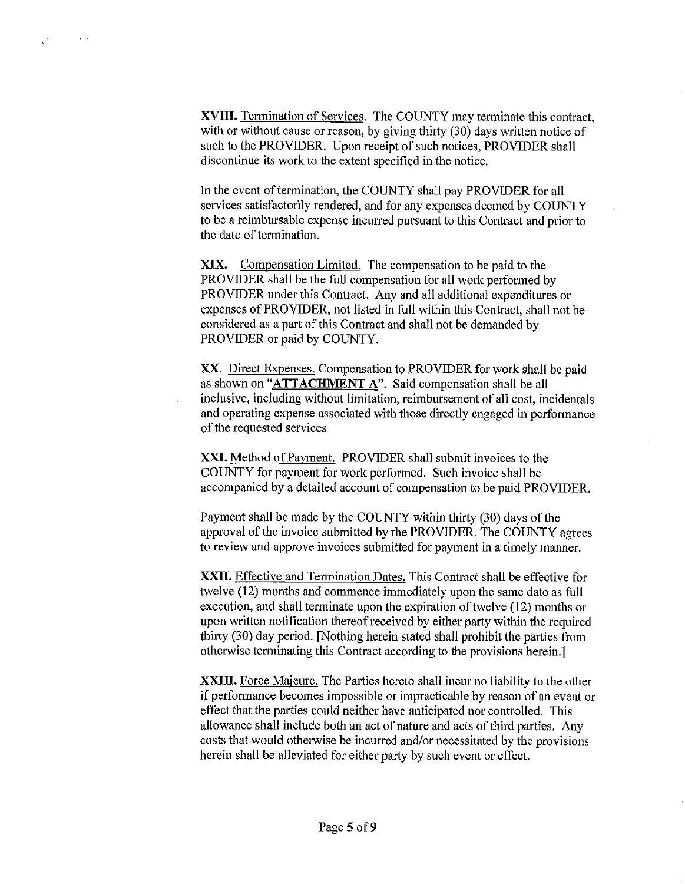**XVIII.** Termination of Services. The COUNTY may terminate this contract, with or without cause or reason, by giving thirty (30) days written notice of such to the PROVIDER. Upon receipt of such notices, PROVIDER shall discontinue its work to the extent specified in the notice.

In the event of termination, the COUNTY shall pay PROVIDER for all services satisfactorily rendered, and for any expenses deemed by COUNTY to be a reimbursable expense incurred pursuant to this Contract and prior to the date of termination.

**XIX.** Compensation Limited. The compensation to be paid to the PROVIDER shall be the full compensation for all work performed by PROVIDER under this Contract. Any and all additional expenditures or expenses of PROVIDER, not listed in full within this Contract, shall not be considered as a part of this Contract and shall not be demanded by PROVIDER or paid by COUNTY.

**XX.** Direct Expenses. Compensation to PROVIDER for work shall be paid as shown on "**ATTACHMENT A**". Said compensation shall be all inclusive, including without limitation, reimbursement of all cost, incidentals and operating expense associated with those directly engaged in performance of the requested services

**XXI.** Method of Payment. PROVIDER shall submit invoices to the COUNTY for payment for work performed. Such invoice shall be accompanied by a detailed account of compensation to be paid PROVIDER.

Payment shall be made by the COUNTY within thirty (30) days of the approval of the invoice submitted by the PROVIDER. The COUNTY agrees to review and approve invoices submitted for payment in a timely manner.

**XXII.** Effective and Termination Dates. This Contract shall be effective for twelve (12) months and commence immediately upon the same date as full execution, and shall terminate upon the expiration of twelve (12) months or upon written notification thereof received by either party within the required thirty (30) day period. [Nothing herein stated shall prohibit the parties from otherwise terminating this Contract according to the provisions herein.]

**XXIII.** Force Majeure. The Parties hereto shall incur no liability to the other if performance becomes impossible or impracticable by reason of an event or effect that the parties could neither have anticipated nor controlled. This allowance shall include both an act of nature and acts of third parties. Any costs that would otherwise be incurred and/or necessitated by the provisions herein shall be alleviated for either party by such event or effect.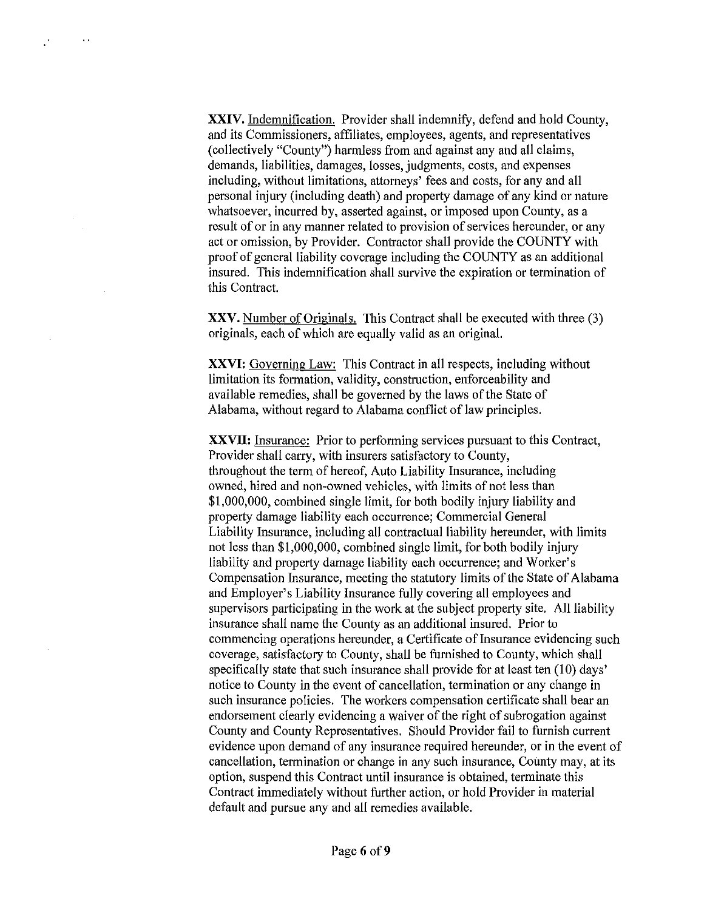**XXIV.** Indemnification. Provider shall indemnify, defend and hold County, and its Commissioners, affiliates, employees, agents, and representatives (collectively "County") harmless from and against any and all claims, demands, liabilities, damages, losses, judgments, costs, and expenses including, without limitations, attorneys' fees and costs, for any and all personal injury (including death) and property damage of any kind or nature whatsoever, incurred by, asserted against, or imposed upon County, as a result of or in any manner related to provision of services hereunder, or any act or omission, by Provider. Contractor shall provide the COUNTY with proof of general liability coverage including the COUNTY as an additional insured. This indemnification shall survive the expiration or termination of this Contract.

**XXV.** Number of Originals. This Contract shall be executed with three (3) originals, each of which are equally valid as an original.

**XXVI:** Governing Law: This Contract in all respects, including without limitation its formation, validity, construction, enforceability and available remedies, shall be governed by the laws of the State of Alabama, without regard to Alabama conflict of law principles.

**XXVII:** Insurance: Prior to performing services pursuant to this Contract, Provider shall carry, with insurers satisfactory to County, throughout the term of hereof, Auto Liability Insurance, including owned, hired and non-owned vehicles, with limits of not less than $1,000,000, combined single limit, for both bodily injury liability and property damage liability each occurrence; Commercial General Liability Insurance, including all contractual liability hereunder, with limits not less than $1,000,000, combined single limit, for both bodily injury liability and property damage liability each occurrence; and Worker's Compensation Insurance, meeting the statutory limits of the State of Alabama and Employer's Liability Insurance fully covering all employees and supervisors participating in the work at the subject property site. All liability insurance shall name the County as an additional insured. Prior to commencing operations hereunder, a Certificate of Insurance evidencing such coverage, satisfactory to County, shall be furnished to County, which shall specifically state that such insurance shall provide for at least ten (10) days' notice to County in the event of cancellation, termination or any change in such insurance policies. The workers compensation certificate shall bear an endorsement clearly evidencing a waiver of the right of subrogation against County and County Representatives. Should Provider fail to furnish current evidence upon demand of any insurance required hereunder, or in the event of cancellation, termination or change in any such insurance, County may, at its option, suspend this Contract until insurance is obtained, terminate this Contract immediately without further action, or hold Provider in material default and pursue any and all remedies available.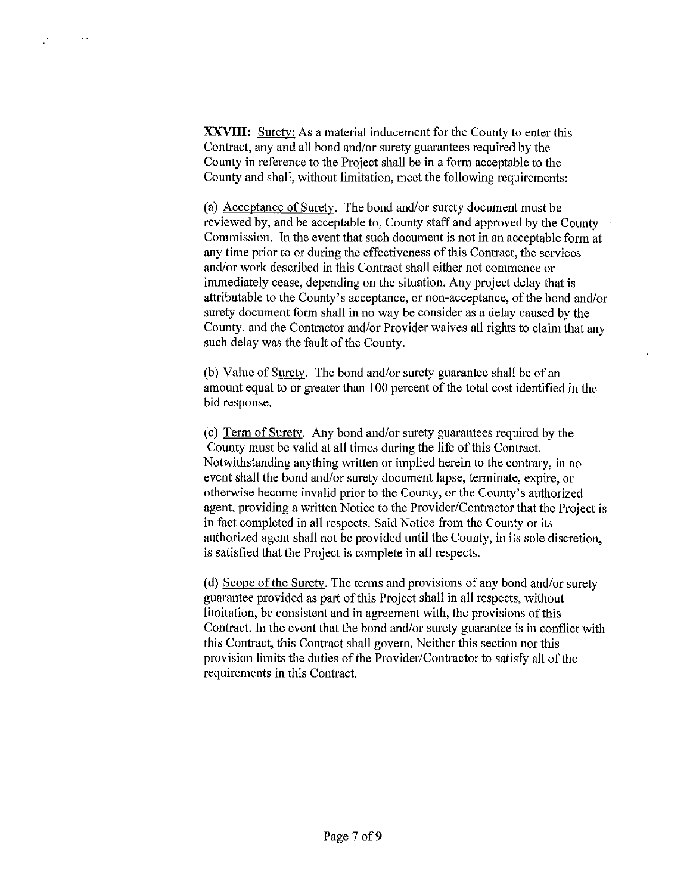**XXVIII:** Surety: As a material inducement for the County to enter this Contract, any and all bond and/or surety guarantees required by the County in reference to the Project shall be in a form acceptable to the County and shall, without limitation, meet the following requirements:

(a) Acceptance of Surety. The bond and/or surety document must be reviewed by, and be acceptable to, County staff and approved by the County Commission. In the event that such document is not in an acceptable form at any time prior to or during the effectiveness of this Contract, the services and/or work described in this Contract shall either not commence or immediately cease, depending on the situation. Any project delay that is attributable to the County's acceptance, or non-acceptance, of the bond and/or surety document form shall in no way be consider as a delay caused by the County, and the Contractor and/or Provider waives all rights to claim that any such delay was the fault of the County.

(b) Value of Surety. The bond and/or surety guarantee shall be of an amount equal to or greater than 100 percent of the total cost identified in the bid response.

(c) Term of Surety. Any bond and/or surety guarantees required by the County must be valid at all times during the life of this Contract. Notwithstanding anything written or implied herein to the contrary, in no event shall the bond and/or surety document lapse, terminate, expire, or otherwise become invalid prior to the County, or the County's authorized agent, providing a written Notice to the Provider/Contractor that the Project is in fact completed in all respects. Said Notice from the County or its authorized agent shall not be provided until the County, in its sole discretion, is satisfied that the Project is complete in all respects.

(d) Scope of the Surety. The terms and provisions of any bond and/or surety guarantee provided as part of this Project shall in all respects, without limitation, be consistent and in agreement with, the provisions of this Contract. In the event that the bond and/or surety guarantee is in conflict with this Contract, this Contract shall govern. Neither this section nor this provision limits the duties of the Provider/Contractor to satisfy all of the requirements in this Contract.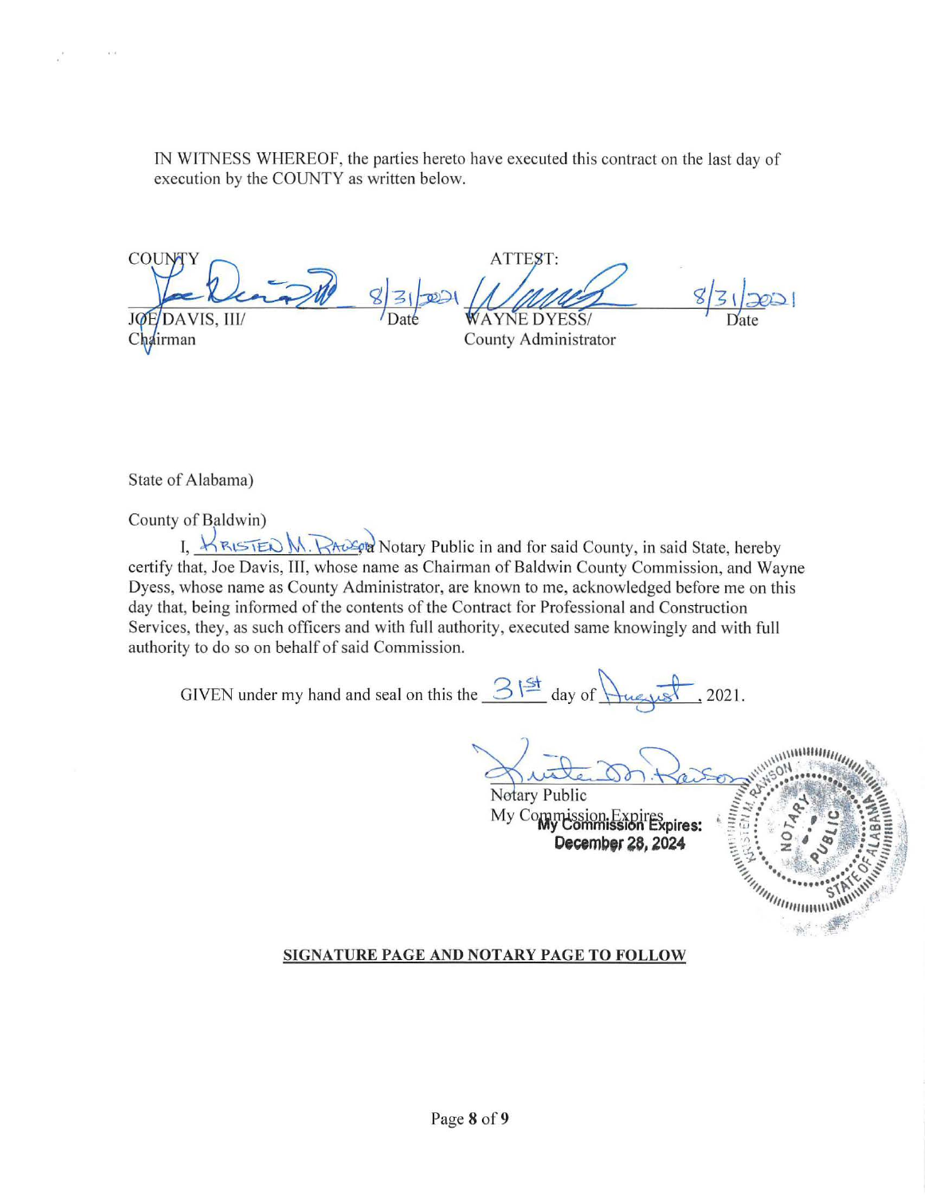IN WITNESS WHEREOF, the parties hereto have executed this contract on the last day of execution by the COUNTY as written below.

| COUNTY | | ATTEST: | |
|---|---|---|---|
| JOE DAVIS, III/ Chairman | 8/31/2021 Date | WAYNE DYESS/ County Administrator | 8/31/2021 Date |

State of Alabama)

County of Baldwin)

I, Kristen M. Rawson a Notary Public in and for said County, in said State, hereby certify that, Joe Davis, III, whose name as Chairman of Baldwin County Commission, and Wayne Dyess, whose name as County Administrator, are known to me, acknowledged before me on this day that, being informed of the contents of the Contract for Professional and Construction Services, they, as such officers and with full authority, executed same knowingly and with full authority to do so on behalf of said Commission.

GIVEN under my hand and seal on this the 31st day of August, 2021.

Notary Public
My Commission Expires: **My Commission Expires: December 28, 2024**

KRISTEN M. RAWSON NOTARY PUBLIC STATE OF ALABAMA

**SIGNATURE PAGE AND NOTARY PAGE TO FOLLOW**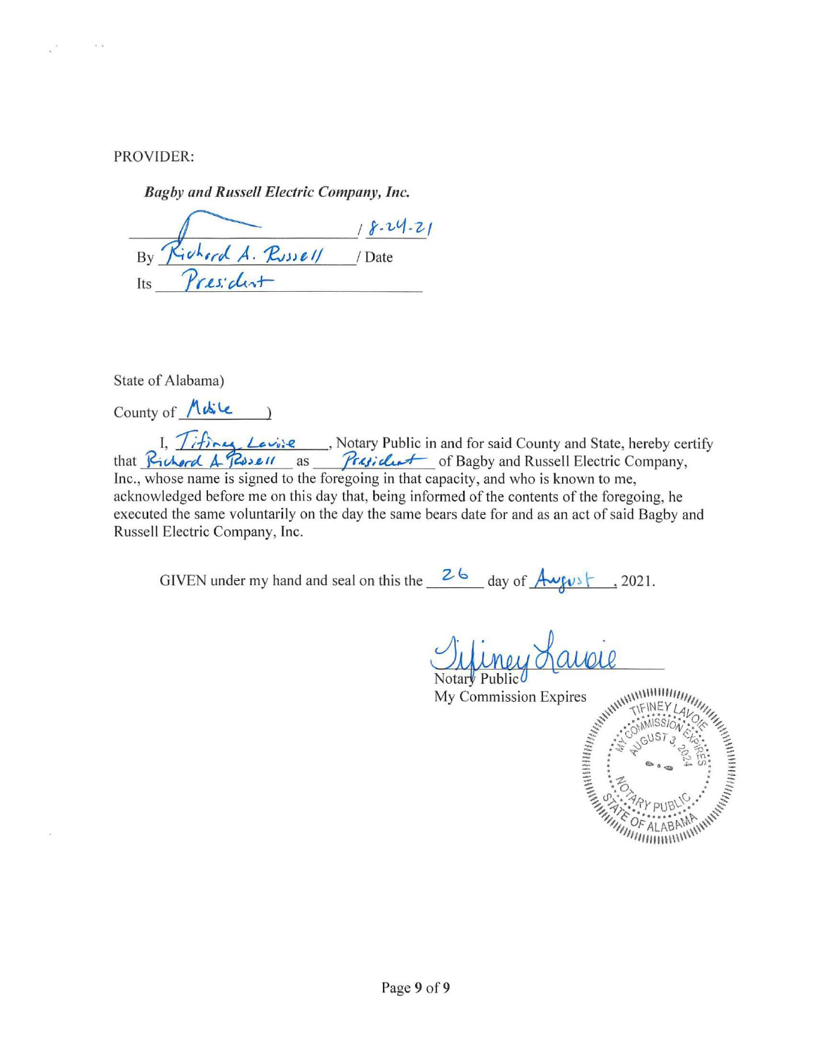PROVIDER:

***Bagby and Russell Electric Company, Inc.***

______________________________ / 8-24-21

By Richard A. Russell / Date

Its President

State of Alabama)

County of Mobile )

I, Tifiney Lavoie, Notary Public in and for said County and State, hereby certify that Richard A Russell as President of Bagby and Russell Electric Company, Inc., whose name is signed to the foregoing in that capacity, and who is known to me, acknowledged before me on this day that, being informed of the contents of the foregoing, he executed the same voluntarily on the day the same bears date for and as an act of said Bagby and Russell Electric Company, Inc.

GIVEN under my hand and seal on this the 26 day of August, 2021.

Tifiney Lavoie

Notary Public

My Commission Expires

TIFINEY LAVOIE
MY COMMISSION EXPIRES AUGUST 3, 2024
NOTARY PUBLIC
STATE OF ALABAMA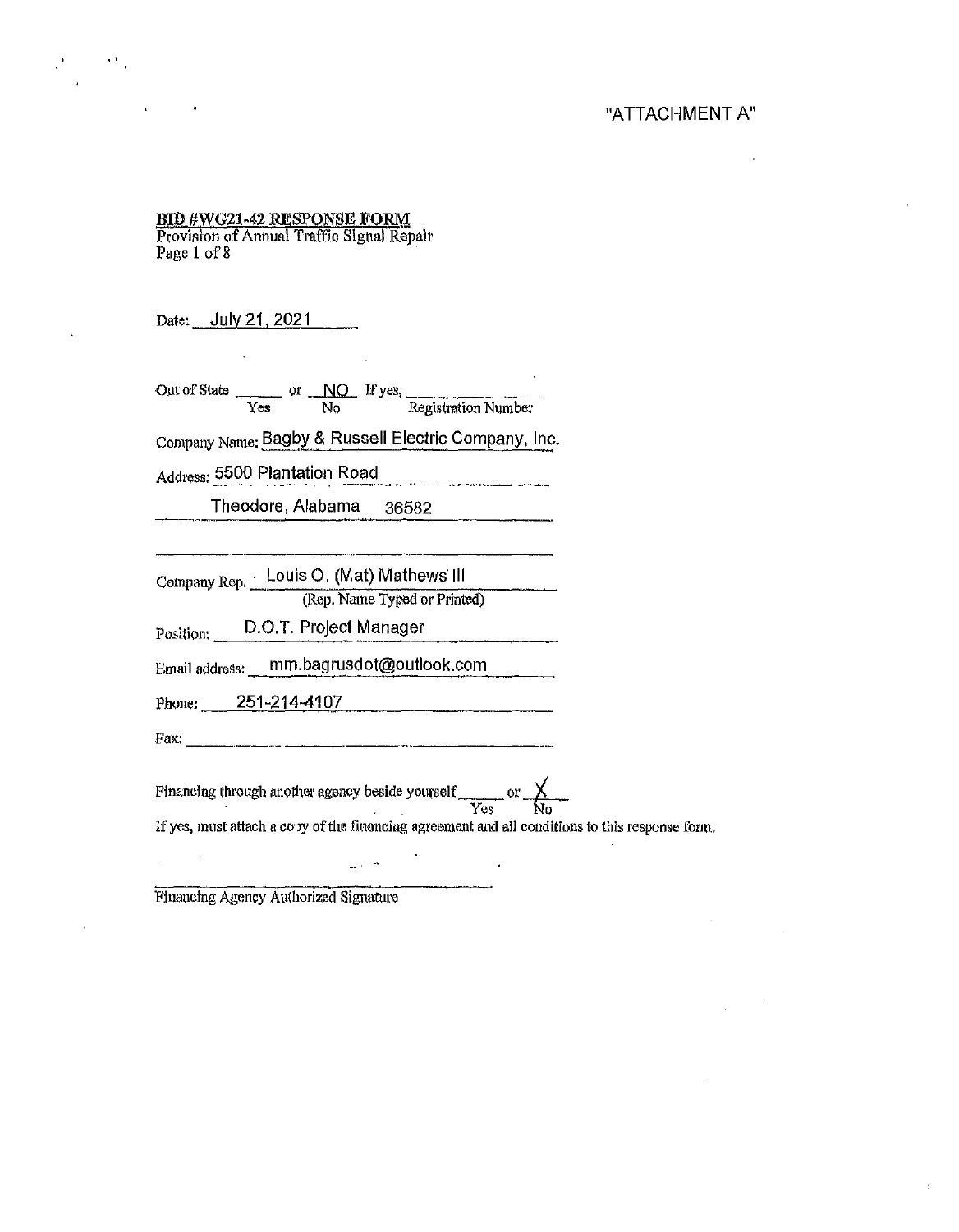"ATTACHMENT A"

**BID #WG21-42 RESPONSE FORM**
Provision of Annual Traffic Signal Repair
Page 1 of 8

Date: July 21, 2021

Out of State ______ or NO If yes, ______________
Yes No Registration Number

Company Name: Bagby & Russell Electric Company, Inc.

Address: 5500 Plantation Road

Theodore, Alabama 36582

Company Rep. Louis O. (Mat) Mathews III
(Rep. Name Typed or Printed)

Position: D.O.T. Project Manager

Email address: mm.bagrusdot@outlook.com

Phone: 251-214-4107

Fax: ______________

Financing through another agency beside yourself ______ or X
Yes No

If yes, must attach a copy of the financing agreement and all conditions to this response form.

______________________________
Financing Agency Authorized Signature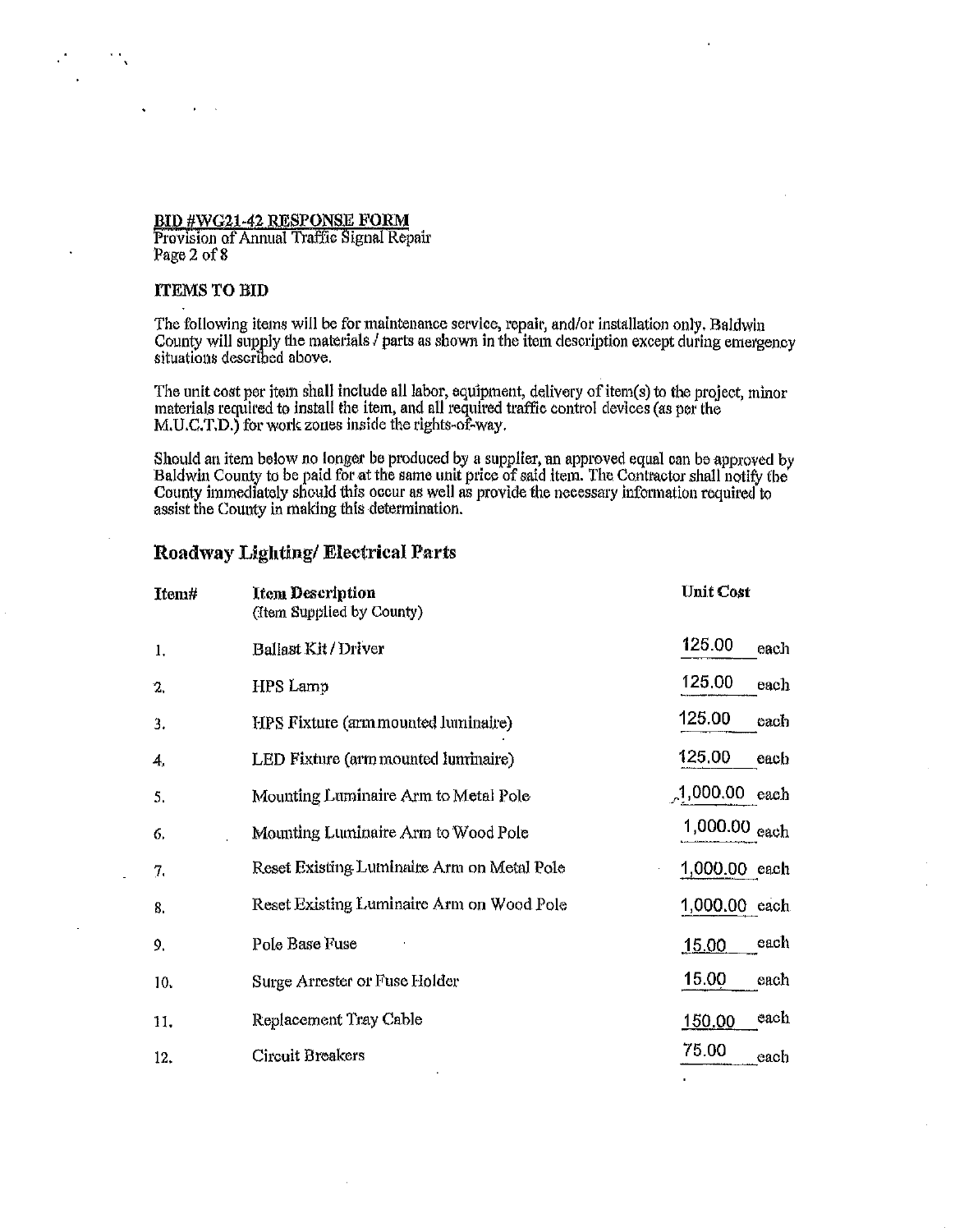**BID #WG21-42 RESPONSE FORM**
Provision of Annual Traffic Signal Repair
Page 2 of 8

**ITEMS TO BID**

The following items will be for maintenance service, repair, and/or installation only. Baldwin County will supply the materials / parts as shown in the item description except during emergency situations described above.

The unit cost per item shall include all labor, equipment, delivery of item(s) to the project, minor materials required to install the item, and all required traffic control devices (as per the M.U.C.T.D.) for work zones inside the rights-of-way.

Should an item below no longer be produced by a supplier, an approved equal can be approved by Baldwin County to be paid for at the same unit price of said item. The Contractor shall notify the County immediately should this occur as well as provide the necessary information required to assist the County in making this determination.

## Roadway Lighting/ Electrical Parts

| Item# | Item Description (Item Supplied by County) | Unit Cost |
|---|---|---|
| 1. | Ballast Kit / Driver | 125.00 each |
| 2. | HPS Lamp | 125.00 each |
| 3. | HPS Fixture (arm mounted luminaire) | 125.00 each |
| 4. | LED Fixture (arm mounted luminaire) | 125.00 each |
| 5. | Mounting Luminaire Arm to Metal Pole | 1,000.00 each |
| 6. | Mounting Luminaire Arm to Wood Pole | 1,000.00 each |
| 7. | Reset Existing Luminaire Arm on Metal Pole | 1,000.00 each |
| 8. | Reset Existing Luminaire Arm on Wood Pole | 1,000.00 each |
| 9. | Pole Base Fuse | 15.00 each |
| 10. | Surge Arrester or Fuse Holder | 15.00 each |
| 11. | Replacement Tray Cable | 150.00 each |
| 12. | Circuit Breakers | 75.00 each |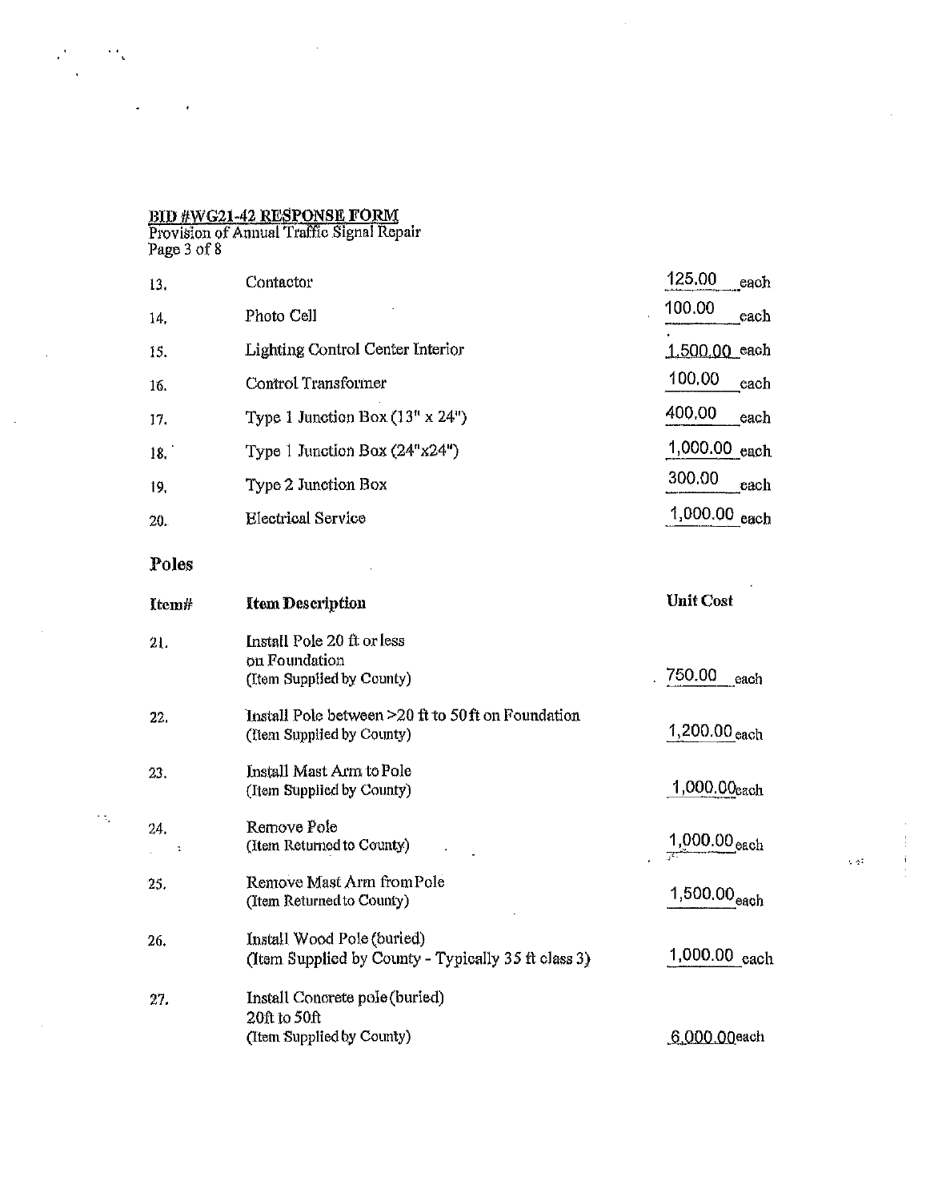**BID #WG21-42 RESPONSE FORM**
Provision of Annual Traffic Signal Repair
Page 3 of 8

| | | |
|---|---|---|
| 13. | Contactor | 125.00 each |
| 14. | Photo Cell | 100.00 each |
| 15. | Lighting Control Center Interior | 1,500.00 each |
| 16. | Control Transformer | 100.00 each |
| 17. | Type 1 Junction Box (13" x 24") | 400.00 each |
| 18. | Type 1 Junction Box (24"x24") | 1,000.00 each |
| 19. | Type 2 Junction Box | 300.00 each |
| 20. | Electrical Service | 1,000.00 each |

## Poles

| Item# | Item Description | Unit Cost |
|---|---|---|
| 21. | Install Pole 20 ft or less on Foundation (Item Supplied by County) | 750.00 each |
| 22. | Install Pole between >20 ft to 50 ft on Foundation (Item Supplied by County) | 1,200.00 each |
| 23. | Install Mast Arm to Pole (Item Supplied by County) | 1,000.00 each |
| 24. | Remove Pole (Item Returned to County) | 1,000.00 each |
| 25. | Remove Mast Arm from Pole (Item Returned to County) | 1,500.00 each |
| 26. | Install Wood Pole (buried) (Item Supplied by County - Typically 35 ft class 3) | 1,000.00 each |
| 27. | Install Concrete pole (buried) 20ft to 50ft (Item Supplied by County) | 6,000.00 each |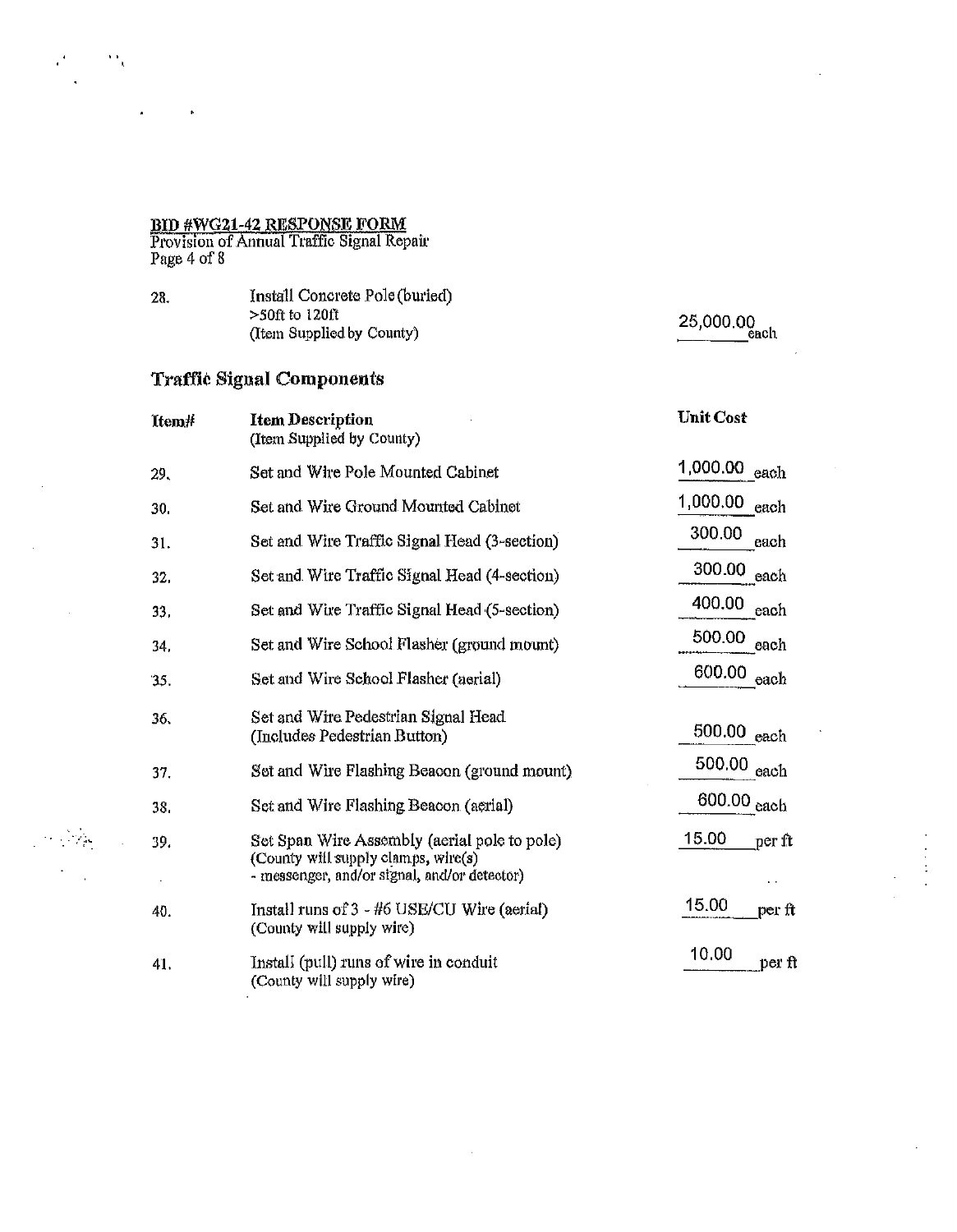**BID #WG21-42 RESPONSE FORM**
Provision of Annual Traffic Signal Repair
Page 4 of 8

| | | |
|---|---|---|
| 28. | Install Concrete Pole (buried)<br>>50ft to 120ft<br>(Item Supplied by County) | 25,000.00 each |

## Traffic Signal Components

| Item# | Item Description<br>(Item Supplied by County) | Unit Cost |
|---|---|---|
| 29. | Set and Wire Pole Mounted Cabinet | 1,000.00 each |
| 30. | Set and Wire Ground Mounted Cabinet | 1,000.00 each |
| 31. | Set and Wire Traffic Signal Head (3-section) | 300.00 each |
| 32. | Set and Wire Traffic Signal Head (4-section) | 300.00 each |
| 33. | Set and Wire Traffic Signal Head (5-section) | 400.00 each |
| 34. | Set and Wire School Flasher (ground mount) | 500.00 each |
| 35. | Set and Wire School Flasher (aerial) | 600.00 each |
| 36. | Set and Wire Pedestrian Signal Head<br>(Includes Pedestrian Button) | 500.00 each |
| 37. | Set and Wire Flashing Beacon (ground mount) | 500.00 each |
| 38. | Set and Wire Flashing Beacon (aerial) | 600.00 each |
| 39. | Set Span Wire Assembly (aerial pole to pole)<br>(County will supply clamps, wire(s)<br>- messenger, and/or signal, and/or detector) | 15.00 per ft |
| 40. | Install runs of 3 - #6 USE/CU Wire (aerial)<br>(County will supply wire) | 15.00 per ft |
| 41. | Install (pull) runs of wire in conduit<br>(County will supply wire) | 10.00 per ft |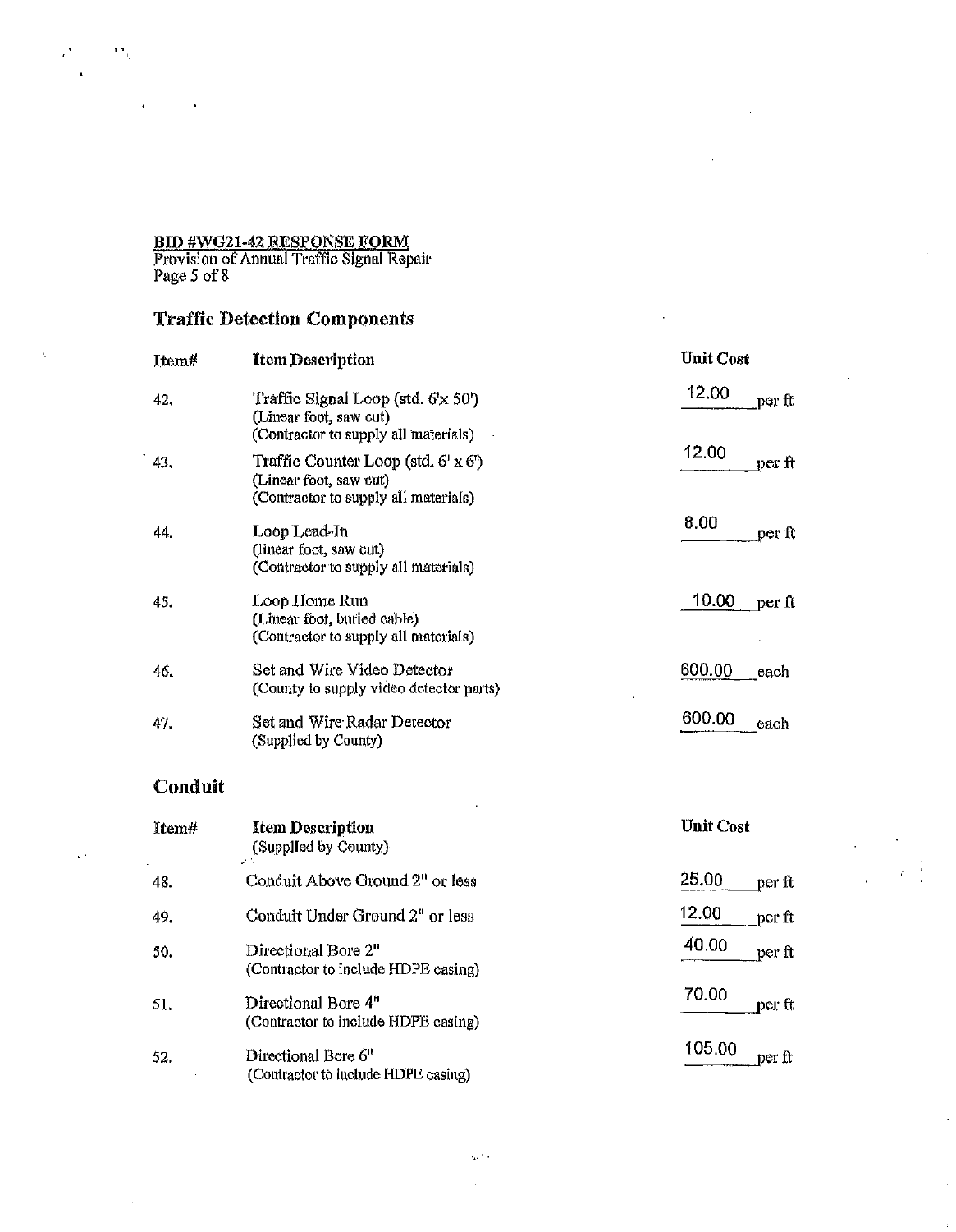**BID #WG21-42 RESPONSE FORM**
Provision of Annual Traffic Signal Repair
Page 5 of 8

## Traffic Detection Components

| Item# | Item Description | Unit Cost |
|---|---|---|
| 42. | Traffic Signal Loop (std. 6'x 50')<br>(Linear foot, saw cut)<br>(Contractor to supply all materials) | 12.00 per ft |
| 43. | Traffic Counter Loop (std. 6' x 6')<br>(Linear foot, saw cut)<br>(Contractor to supply all materials) | 12.00 per ft |
| 44. | Loop Lead-In<br>(linear foot, saw cut)<br>(Contractor to supply all materials) | 8.00 per ft |
| 45. | Loop Home Run<br>(Linear foot, buried cable)<br>(Contractor to supply all materials) | 10.00 per ft |
| 46. | Set and Wire Video Detector<br>(County to supply video detector parts) | 600.00 each |
| 47. | Set and Wire Radar Detector<br>(Supplied by County) | 600.00 each |

## Conduit

| Item# | Item Description<br>(Supplied by County) | Unit Cost |
|---|---|---|
| 48. | Conduit Above Ground 2" or less | 25.00 per ft |
| 49. | Conduit Under Ground 2" or less | 12.00 per ft |
| 50. | Directional Bore 2"<br>(Contractor to include HDPE casing) | 40.00 per ft |
| 51. | Directional Bore 4"<br>(Contractor to include HDPE casing) | 70.00 per ft |
| 52. | Directional Bore 6"<br>(Contractor to include HDPE casing) | 105.00 per ft |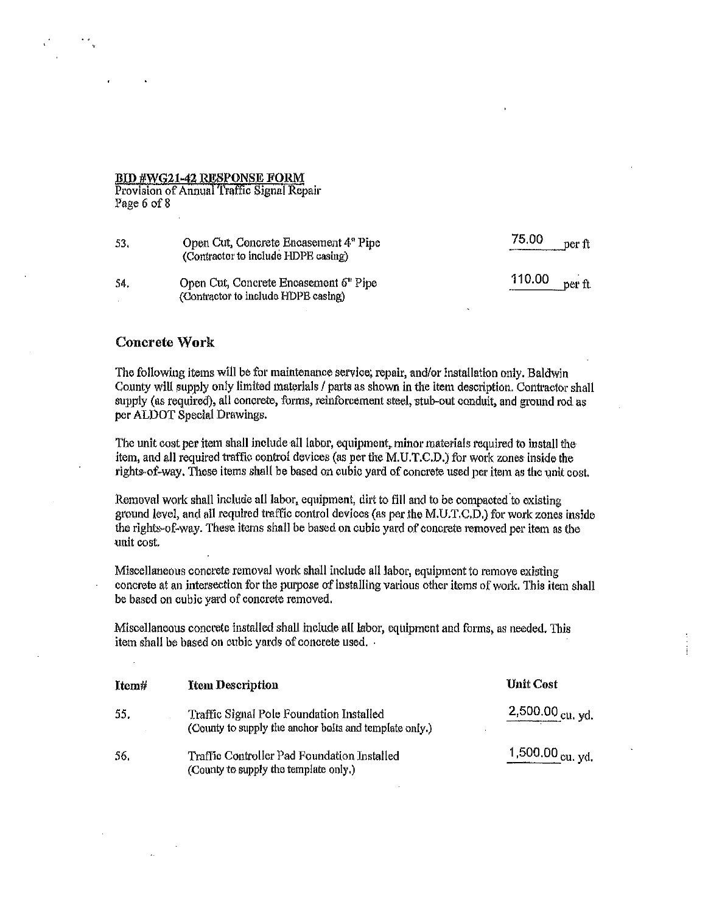**BID #WG21-42 RESPONSE FORM**
Provision of Annual Traffic Signal Repair

| | | |
|---|---|---|
| 53. | Open Cut, Concrete Encasement 4" Pipe (Contractor to include HDPE casing) | 75.00 per ft |
| 54. | Open Cut, Concrete Encasement 6" Pipe (Contractor to include HDPE casing) | 110.00 per ft |

## Concrete Work

The following items will be for maintenance service, repair, and/or installation only. Baldwin County will supply only limited materials / parts as shown in the item description. Contractor shall supply (as required), all concrete, forms, reinforcement steel, stub-out conduit, and ground rod as per ALDOT Special Drawings.

The unit cost per item shall include all labor, equipment, minor materials required to install the item, and all required traffic control devices (as per the M.U.T.C.D.) for work zones inside the rights-of-way. These items shall be based on cubic yard of concrete used per item as the unit cost.

Removal work shall include all labor, equipment, dirt to fill and to be compacted to existing ground level, and all required traffic control devices (as per the M.U.T.C.D.) for work zones inside the rights-of-way. These items shall be based on cubic yard of concrete removed per item as the unit cost.

Miscellaneous concrete removal work shall include all labor, equipment to remove existing concrete at an intersection for the purpose of installing various other items of work. This item shall be based on cubic yard of concrete removed.

Miscellaneous concrete installed shall include all labor, equipment and forms, as needed. This item shall be based on cubic yards of concrete used.

| Item# | Item Description | Unit Cost |
|---|---|---|
| 55. | Traffic Signal Pole Foundation Installed (County to supply the anchor bolts and template only.) | 2,500.00 cu. yd. |
| 56. | Traffic Controller Pad Foundation Installed (County to supply the template only.) | 1,500.00 cu. yd. |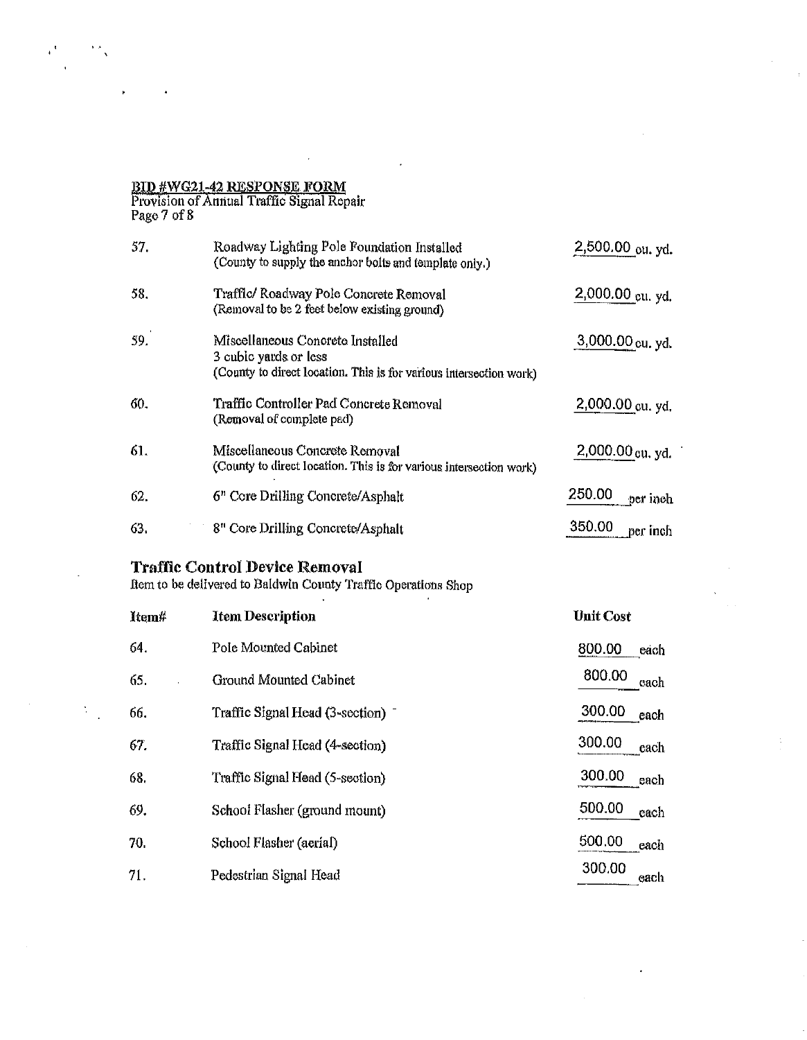**BID #WG21-42 RESPONSE FORM**
Provision of Annual Traffic Signal Repair
Page 7 of 8

| | | |
|---|---|---|
| 57. | Roadway Lighting Pole Foundation Installed (County to supply the anchor bolts and template only.) | 2,500.00 cu. yd. |
| 58. | Traffic/ Roadway Pole Concrete Removal (Removal to be 2 feet below existing ground) | 2,000.00 cu. yd. |
| 59. | Miscellaneous Concrete Installed 3 cubic yards or less (County to direct location. This is for various intersection work) | 3,000.00 cu. yd. |
| 60. | Traffic Controller Pad Concrete Removal (Removal of complete pad) | 2,000.00 cu. yd. |
| 61. | Miscellaneous Concrete Removal (County to direct location. This is for various intersection work) | 2,000.00 cu. yd. |
| 62. | 6" Core Drilling Concrete/Asphalt | 250.00 per inch |
| 63. | 8" Core Drilling Concrete/Asphalt | 350.00 per inch |

## Traffic Control Device Removal

Item to be delivered to Baldwin County Traffic Operations Shop

| Item# | Item Description | Unit Cost |
|---|---|---|
| 64. | Pole Mounted Cabinet | 800.00 each |
| 65. | Ground Mounted Cabinet | 800.00 each |
| 66. | Traffic Signal Head (3-section) | 300.00 each |
| 67. | Traffic Signal Head (4-section) | 300.00 each |
| 68. | Traffic Signal Head (5-section) | 300.00 each |
| 69. | School Flasher (ground mount) | 500.00 each |
| 70. | School Flasher (aerial) | 500.00 each |
| 71. | Pedestrian Signal Head | 300.00 each |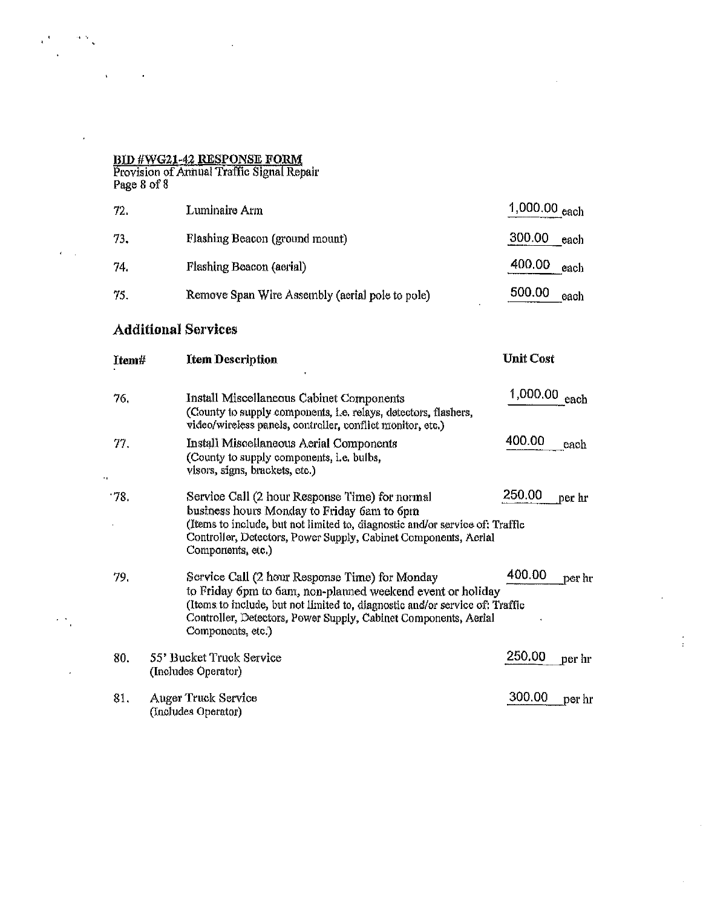**BID #WG21-42 RESPONSE FORM**
Provision of Annual Traffic Signal Repair

| | | |
|---|---|---|
| 72. | Luminaire Arm | 1,000.00 each |
| 73. | Flashing Beacon (ground mount) | 300.00 each |
| 74. | Flashing Beacon (aerial) | 400.00 each |
| 75. | Remove Span Wire Assembly (aerial pole to pole) | 500.00 each |

## Additional Services

| Item# | Item Description | Unit Cost |
|---|---|---|
| 76. | Install Miscellaneous Cabinet Components (County to supply components, i.e. relays, detectors, flashers, video/wireless panels, controller, conflict monitor, etc.) | 1,000.00 each |
| 77. | Install Miscellaneous Aerial Components (County to supply components, i.e. bulbs, visors, signs, brackets, etc.) | 400.00 each |
| 78. | Service Call (2 hour Response Time) for normal business hours Monday to Friday 6am to 6pm (Items to include, but not limited to, diagnostic and/or service of: Traffic Controller, Detectors, Power Supply, Cabinet Components, Aerial Components, etc.) | 250.00 per hr |
| 79. | Service Call (2 hour Response Time) for Monday to Friday 6pm to 6am, non-planned weekend event or holiday (Items to include, but not limited to, diagnostic and/or service of: Traffic Controller, Detectors, Power Supply, Cabinet Components, Aerial Components, etc.) | 400.00 per hr |
| 80. | 55' Bucket Truck Service (Includes Operator) | 250.00 per hr |
| 81. | Auger Truck Service (Includes Operator) | 300.00 per hr |